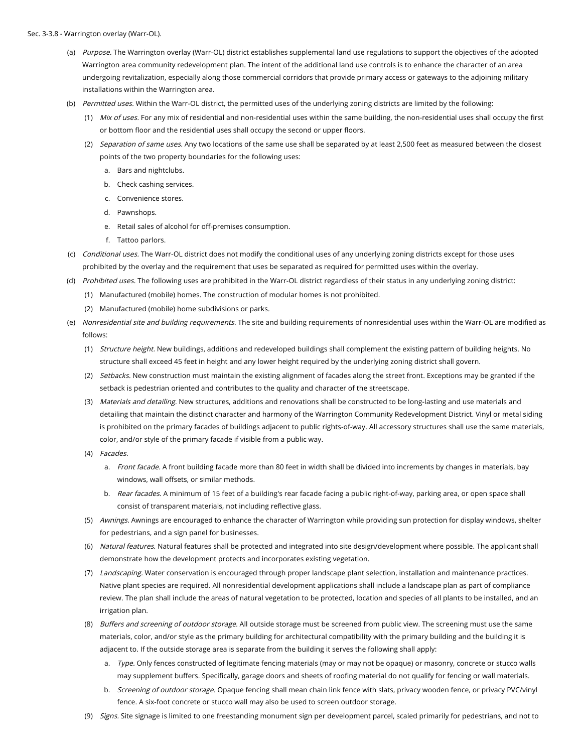Sec. 3-3.8 - Warrington overlay (Warr-OL).

(a) *Purpose.* The Warrington overlay (Warr-OL) district establishes supplemental land use regulations to support the objectives of the adopted Warrington area community redevelopment plan. The intent of the additional land use controls is to enhance the character of an area undergoing revitalization, especially along those commercial corridors that provide primary access or gateways to the adjoining military installations within the Warrington area.

(b) *Permitted uses.* Within the Warr-OL district, the permitted uses of the underlying zoning districts are limited by the following:

(1) *Mix of uses.* For any mix of residential and non-residential uses within the same building, the non-residential uses shall occupy the first or bottom floor and the residential uses shall occupy the second or upper floors.

(2) *Separation of same uses.* Any two locations of the same use shall be separated by at least 2,500 feet as measured between the closest points of the two property boundaries for the following uses:

a. Bars and nightclubs.

b. Check cashing services.

c. Convenience stores.

d. Pawnshops.

e. Retail sales of alcohol for off-premises consumption.

f. Tattoo parlors.

(c) *Conditional uses.* The Warr-OL district does not modify the conditional uses of any underlying zoning districts except for those uses prohibited by the overlay and the requirement that uses be separated as required for permitted uses within the overlay.

(d) *Prohibited uses.* The following uses are prohibited in the Warr-OL district regardless of their status in any underlying zoning district:

(1) Manufactured (mobile) homes. The construction of modular homes is not prohibited.

(2) Manufactured (mobile) home subdivisions or parks.

(e) *Nonresidential site and building requirements.* The site and building requirements of nonresidential uses within the Warr-OL are modified as follows:

(1) *Structure height.* New buildings, additions and redeveloped buildings shall complement the existing pattern of building heights. No structure shall exceed 45 feet in height and any lower height required by the underlying zoning district shall govern.

(2) *Setbacks.* New construction must maintain the existing alignment of facades along the street front. Exceptions may be granted if the setback is pedestrian oriented and contributes to the quality and character of the streetscape.

(3) *Materials and detailing.* New structures, additions and renovations shall be constructed to be long-lasting and use materials and detailing that maintain the distinct character and harmony of the Warrington Community Redevelopment District. Vinyl or metal siding is prohibited on the primary facades of buildings adjacent to public rights-of-way. All accessory structures shall use the same materials, color, and/or style of the primary facade if visible from a public way.

(4) *Facades.*

a. *Front facade.* A front building facade more than 80 feet in width shall be divided into increments by changes in materials, bay windows, wall offsets, or similar methods.

b. *Rear facades.* A minimum of 15 feet of a building's rear facade facing a public right-of-way, parking area, or open space shall consist of transparent materials, not including reflective glass.

(5) *Awnings.* Awnings are encouraged to enhance the character of Warrington while providing sun protection for display windows, shelter for pedestrians, and a sign panel for businesses.

(6) *Natural features.* Natural features shall be protected and integrated into site design/development where possible. The applicant shall demonstrate how the development protects and incorporates existing vegetation.

(7) *Landscaping.* Water conservation is encouraged through proper landscape plant selection, installation and maintenance practices. Native plant species are required. All nonresidential development applications shall include a landscape plan as part of compliance review. The plan shall include the areas of natural vegetation to be protected, location and species of all plants to be installed, and an irrigation plan.

(8) *Buffers and screening of outdoor storage.* All outside storage must be screened from public view. The screening must use the same materials, color, and/or style as the primary building for architectural compatibility with the primary building and the building it is adjacent to. If the outside storage area is separate from the building it serves the following shall apply:

a. *Type.* Only fences constructed of legitimate fencing materials (may or may not be opaque) or masonry, concrete or stucco walls may supplement buffers. Specifically, garage doors and sheets of roofing material do not qualify for fencing or wall materials.

b. *Screening of outdoor storage.* Opaque fencing shall mean chain link fence with slats, privacy wooden fence, or privacy PVC/vinyl fence. A six-foot concrete or stucco wall may also be used to screen outdoor storage.

(9) *Signs.* Site signage is limited to one freestanding monument sign per development parcel, scaled primarily for pedestrians, and not to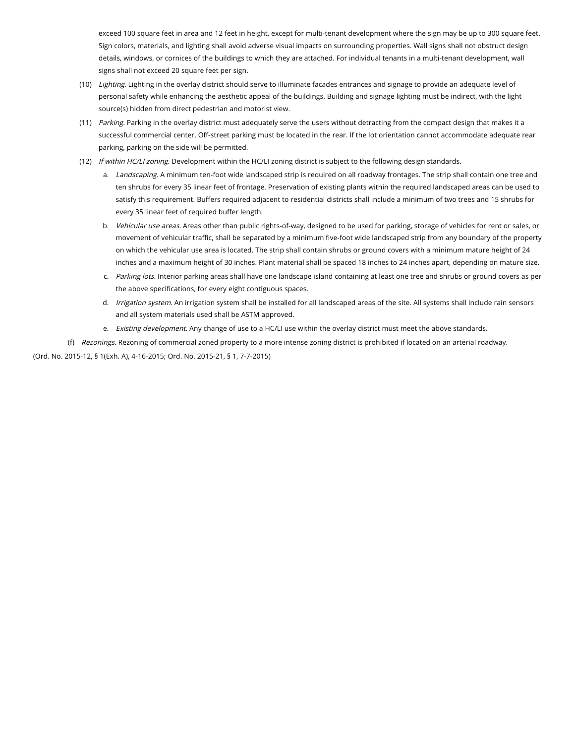exceed 100 square feet in area and 12 feet in height, except for multi-tenant development where the sign may be up to 300 square feet. Sign colors, materials, and lighting shall avoid adverse visual impacts on surrounding properties. Wall signs shall not obstruct design details, windows, or cornices of the buildings to which they are attached. For individual tenants in a multi-tenant development, wall signs shall not exceed 20 square feet per sign.

(10) *Lighting.* Lighting in the overlay district should serve to illuminate facades entrances and signage to provide an adequate level of personal safety while enhancing the aesthetic appeal of the buildings. Building and signage lighting must be indirect, with the light source(s) hidden from direct pedestrian and motorist view.

(11) *Parking.* Parking in the overlay district must adequately serve the users without detracting from the compact design that makes it a successful commercial center. Off-street parking must be located in the rear. If the lot orientation cannot accommodate adequate rear parking, parking on the side will be permitted.

(12) *If within HC/LI zoning.* Development within the HC/LI zoning district is subject to the following design standards.

a. *Landscaping.* A minimum ten-foot wide landscaped strip is required on all roadway frontages. The strip shall contain one tree and ten shrubs for every 35 linear feet of frontage. Preservation of existing plants within the required landscaped areas can be used to satisfy this requirement. Buffers required adjacent to residential districts shall include a minimum of two trees and 15 shrubs for every 35 linear feet of required buffer length.

b. *Vehicular use areas.* Areas other than public rights-of-way, designed to be used for parking, storage of vehicles for rent or sales, or movement of vehicular traffic, shall be separated by a minimum five-foot wide landscaped strip from any boundary of the property on which the vehicular use area is located. The strip shall contain shrubs or ground covers with a minimum mature height of 24 inches and a maximum height of 30 inches. Plant material shall be spaced 18 inches to 24 inches apart, depending on mature size.

c. *Parking lots.* Interior parking areas shall have one landscape island containing at least one tree and shrubs or ground covers as per the above specifications, for every eight contiguous spaces.

d. *Irrigation system.* An irrigation system shall be installed for all landscaped areas of the site. All systems shall include rain sensors and all system materials used shall be ASTM approved.

e. *Existing development.* Any change of use to a HC/LI use within the overlay district must meet the above standards.

(f) *Rezonings.* Rezoning of commercial zoned property to a more intense zoning district is prohibited if located on an arterial roadway.

(Ord. No. 2015-12, § 1(Exh. A), 4-16-2015; Ord. No. 2015-21, § 1, 7-7-2015)